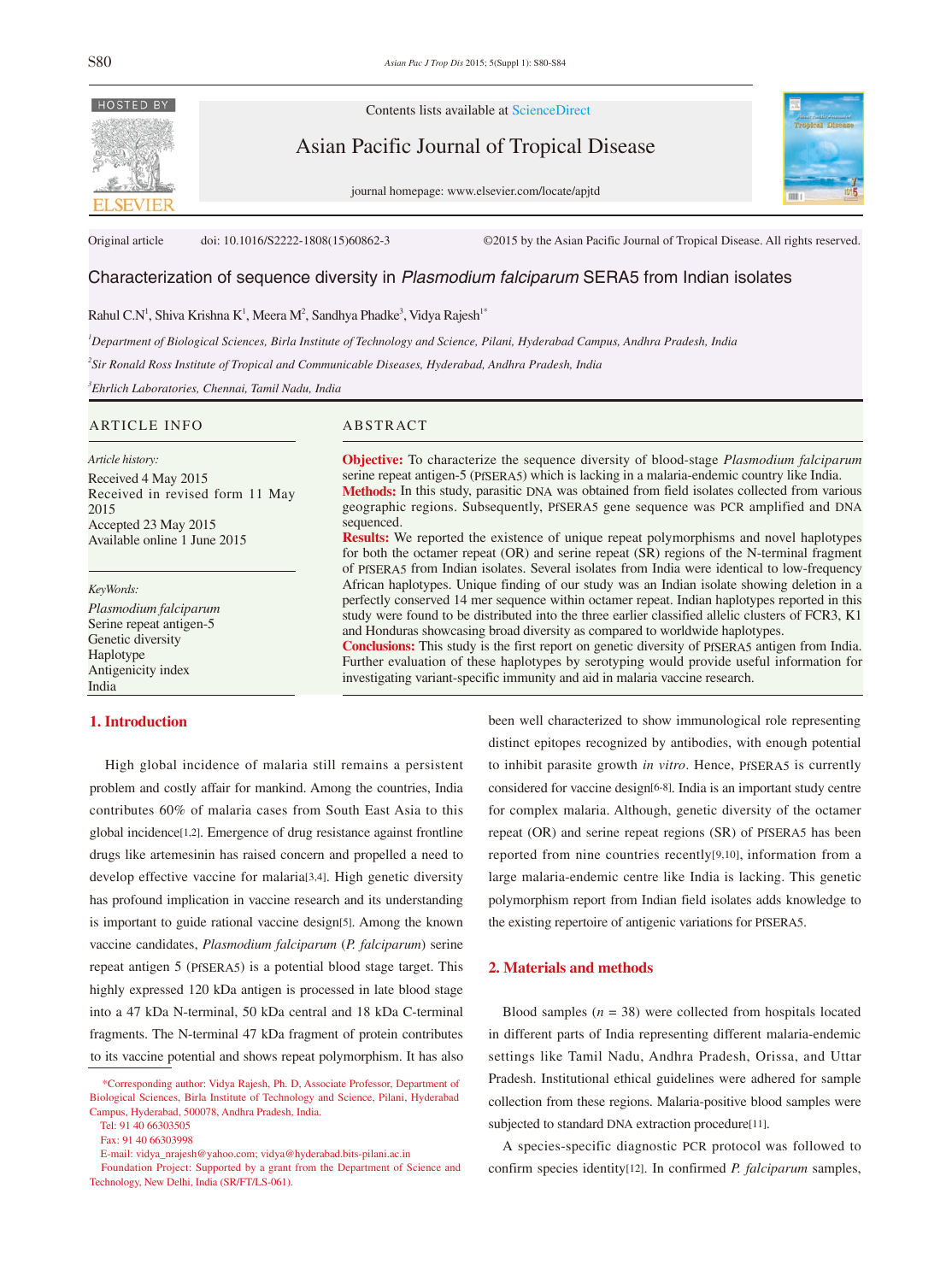Original article doi: 10.1016/S2222-1808(15)60862-3 ©2015 by the Asian Pacific Journal of Tropical Disease. All rights reserved.

# Characterization of sequence diversity in *Plasmodium falciparum* SERA5 from Indian isolates

Rahul C.N[1], Shiva Krishna K[1], Meera M[2], Sandhya Phadke[3], Vidya Rajesh[1*]

[1]*Department of Biological Sciences, Birla Institute of Technology and Science, Pilani, Hyderabad Campus, Andhra Pradesh, India*

[2]*Sir Ronald Ross Institute of Tropical and Communicable Diseases, Hyderabad, Andhra Pradesh, India*

[3]*Ehrlich Laboratories, Chennai, Tamil Nadu, India*

## ARTICLE INFO

*Article history:*
Received 4 May 2015
Received in revised form 11 May 2015
Accepted 23 May 2015
Available online 1 June 2015

*KeyWords:*
*Plasmodium falciparum*
Serine repeat antigen-5
Genetic diversity
Haplotype
Antigenicity index
India

## ABSTRACT

**Objective:** To characterize the sequence diversity of blood-stage *Plasmodium falciparum* serine repeat antigen-5 (PfSERA5) which is lacking in a malaria-endemic country like India.
**Methods:** In this study, parasitic DNA was obtained from field isolates collected from various geographic regions. Subsequently, PfSERA5 gene sequence was PCR amplified and DNA sequenced.
**Results:** We reported the existence of unique repeat polymorphisms and novel haplotypes for both the octamer repeat (OR) and serine repeat (SR) regions of the N-terminal fragment of PfSERA5 from Indian isolates. Several isolates from India were identical to low-frequency African haplotypes. Unique finding of our study was an Indian isolate showing deletion in a perfectly conserved 14 mer sequence within octamer repeat. Indian haplotypes reported in this study were found to be distributed into the three earlier classified allelic clusters of FCR3, K1 and Honduras showcasing broad diversity as compared to worldwide haplotypes.
**Conclusions:** This study is the first report on genetic diversity of PfSERA5 antigen from India. Further evaluation of these haplotypes by serotyping would provide useful information for investigating variant-specific immunity and aid in malaria vaccine research.

## 1. Introduction

High global incidence of malaria still remains a persistent problem and costly affair for mankind. Among the countries, India contributes 60% of malaria cases from South East Asia to this global incidence[1,2]. Emergence of drug resistance against frontline drugs like artemesinin has raised concern and propelled a need to develop effective vaccine for malaria[3,4]. High genetic diversity has profound implication in vaccine research and its understanding is important to guide rational vaccine design[5]. Among the known vaccine candidates, *Plasmodium falciparum* (*P. falciparum*) serine repeat antigen 5 (PfSERA5) is a potential blood stage target. This highly expressed 120 kDa antigen is processed in late blood stage into a 47 kDa N-terminal, 50 kDa central and 18 kDa C-terminal fragments. The N-terminal 47 kDa fragment of protein contributes to its vaccine potential and shows repeat polymorphism. It has also been well characterized to show immunological role representing distinct epitopes recognized by antibodies, with enough potential to inhibit parasite growth *in vitro*. Hence, PfSERA5 is currently considered for vaccine design[6-8]. India is an important study centre for complex malaria. Although, genetic diversity of the octamer repeat (OR) and serine repeat regions (SR) of PfSERA5 has been reported from nine countries recently[9,10], information from a large malaria-endemic centre like India is lacking. This genetic polymorphism report from Indian field isolates adds knowledge to the existing repertoire of antigenic variations for PfSERA5.

## 2. Materials and methods

Blood samples (*n* = 38) were collected from hospitals located in different parts of India representing different malaria-endemic settings like Tamil Nadu, Andhra Pradesh, Orissa, and Uttar Pradesh. Institutional ethical guidelines were adhered for sample collection from these regions. Malaria-positive blood samples were subjected to standard DNA extraction procedure[11].

A species-specific diagnostic PCR protocol was followed to confirm species identity[12]. In confirmed *P. falciparum* samples,

*Corresponding author: Vidya Rajesh, Ph. D, Associate Professor, Department of Biological Sciences, Birla Institute of Technology and Science, Pilani, Hyderabad Campus, Hyderabad, 500078, Andhra Pradesh, India.
Tel: 91 40 66303505
Fax: 91 40 66303998
E-mail: vidya_nrajesh@yahoo.com; vidya@hyderabad.bits-pilani.ac.in
Foundation Project: Supported by a grant from the Department of Science and Technology, New Delhi, India (SR/FT/LS-061).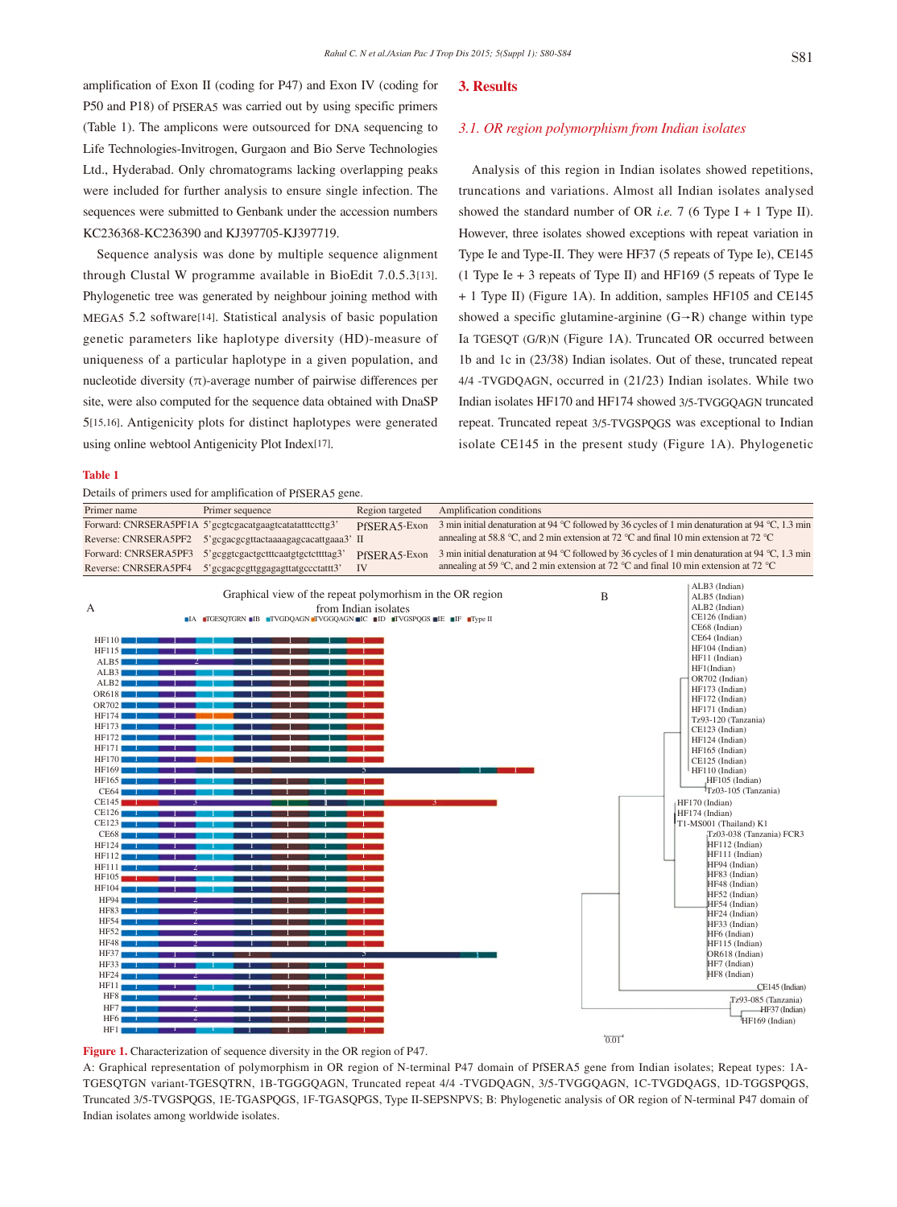amplification of Exon II (coding for P47) and Exon IV (coding for P50 and P18) of PfSERA5 was carried out by using specific primers (Table 1). The amplicons were outsourced for DNA sequencing to Life Technologies-Invitrogen, Gurgaon and Bio Serve Technologies Ltd., Hyderabad. Only chromatograms lacking overlapping peaks were included for further analysis to ensure single infection. The sequences were submitted to Genbank under the accession numbers KC236368-KC236390 and KJ397705-KJ397719.

Sequence analysis was done by multiple sequence alignment through Clustal W programme available in BioEdit 7.0.5.3[13]. Phylogenetic tree was generated by neighbour joining method with MEGA5 5.2 software[14]. Statistical analysis of basic population genetic parameters like haplotype diversity (HD)-measure of uniqueness of a particular haplotype in a given population, and nucleotide diversity ($\pi$)-average number of pairwise differences per site, were also computed for the sequence data obtained with DnaSP 5[15,16]. Antigenicity plots for distinct haplotypes were generated using online webtool Antigenicity Plot Index[17].

## 3. Results

### 3.1. OR region polymorphism from Indian isolates

Analysis of this region in Indian isolates showed repetitions, truncations and variations. Almost all Indian isolates analysed showed the standard number of OR *i.e.* 7 (6 Type I + 1 Type II). However, three isolates showed exceptions with repeat variation in Type Ie and Type-II. They were HF37 (5 repeats of Type Ie), CE145 (1 Type Ie + 3 repeats of Type II) and HF169 (5 repeats of Type Ie + 1 Type II) (Figure 1A). In addition, samples HF105 and CE145 showed a specific glutamine-arginine (G→R) change within type Ia TGESQT (G/R)N (Figure 1A). Truncated OR occurred between 1b and 1c in (23/38) Indian isolates. Out of these, truncated repeat 4/4 -TVGDQAGN, occurred in (21/23) Indian isolates. While two Indian isolates HF170 and HF174 showed 3/5-TVGGQAGN truncated repeat. Truncated repeat 3/5-TVGSPQGS was exceptional to Indian isolate CE145 in the present study (Figure 1A). Phylogenetic

**Table 1**

Details of primers used for amplification of PfSERA5 gene.

| Primer name | Primer sequence | Region targeted | Amplification conditions |
|---|---|---|---|
| Forward: CNRSERA5PF1A | 5'gcgtcgacatgaagtcatatatttccttg3' | PfSERA5-Exon II | 3 min initial denaturation at 94 °C followed by 36 cycles of 1 min denaturation at 94 °C, 1.3 min annealing at 58.8 °C, and 2 min extension at 72 °C and final 10 min extension at 72 °C |
| Reverse: CNRSERA5PF2 | 5'gcgacgcgttactaaaagagcacattgaaa3' | | |
| Forward: CNRSERA5PF3 | 5'gcggtcgactgctttcaatgtgctcttttag3' | PfSERA5-Exon IV | 3 min initial denaturation at 94 °C followed by 36 cycles of 1 min denaturation at 94 °C, 1.3 min annealing at 59 °C, and 2 min extension at 72 °C and final 10 min extension at 72 °C |
| Reverse: CNRSERA5PF4 | 5'gcgacgcgttggagagttatgccctattt3' | | |

**Figure 1.** Characterization of sequence diversity in the OR region of P47.

A: Graphical representation of polymorphism in OR region of N-terminal P47 domain of PfSERA5 gene from Indian isolates; Repeat types: 1A-TGESQTGN variant-TGESQTRN, 1B-TGGGQAGN, Truncated repeat 4/4 -TVGDQAGN, 3/5-TVGGQAGN, 1C-TVGDQAGS, 1D-TGGSPQGS, Truncated 3/5-TVGSPQGS, 1E-TGASPQGS, 1F-TGASQPGS, Type II-SEPSNPVS; B: Phylogenetic analysis of OR region of N-terminal P47 domain of Indian isolates among worldwide isolates.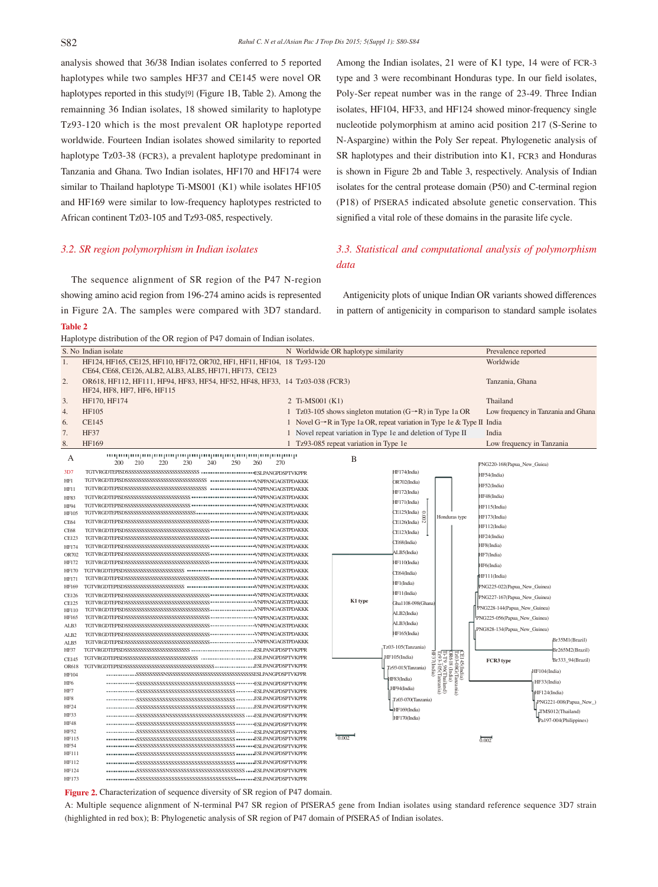analysis showed that 36/38 Indian isolates conferred to 5 reported haplotypes while two samples HF37 and CE145 were novel OR haplotypes reported in this study[9] (Figure 1B, Table 2). Among the remainning 36 Indian isolates, 18 showed similarity to haplotype Tz93-120 which is the most prevalent OR haplotype reported worldwide. Fourteen Indian isolates showed similarity to reported haplotype Tz03-38 (FCR3), a prevalent haplotype predominant in Tanzania and Ghana. Two Indian isolates, HF170 and HF174 were similar to Thailand haplotype Ti-MS001 (K1) while isolates HF105 and HF169 were similar to low-frequency haplotypes restricted to African continent Tz03-105 and Tz93-085, respectively.

### 3.2. SR region polymorphism in Indian isolates

The sequence alignment of SR region of the P47 N-region showing amino acid region from 196-274 amino acids is represented in Figure 2A. The samples were compared with 3D7 standard. Among the Indian isolates, 21 were of K1 type, 14 were of FCR-3 type and 3 were recombinant Honduras type. In our field isolates, Poly-Ser repeat number was in the range of 23-49. Three Indian isolates, HF104, HF33, and HF124 showed minor-frequency single nucleotide polymorphism at amino acid position 217 (S-Serine to N-Aspargine) within the Poly Ser repeat. Phylogenetic analysis of SR haplotypes and their distribution into K1, FCR3 and Honduras is shown in Figure 2b and Table 3, respectively. Analysis of Indian isolates for the central protease domain (P50) and C-terminal region (P18) of PfSERA5 indicated absolute genetic conservation. This signified a vital role of these domains in the parasite life cycle.

### 3.3. Statistical and computational analysis of polymorphism data

Antigenicity plots of unique Indian OR variants showed differences in pattern of antigenicity in comparison to standard sample isolates

**Table 2**

Haplotype distribution of the OR region of P47 domain of Indian isolates.

| S. No | Indian isolate | N | Worldwide OR haplotype similarity | Prevalence reported |
|---|---|---|---|---|
| 1. | HF124, HF165, CE125, HF110, HF172, OR702, HF1, HF11, HF104, CE64, CE68, CE126, ALB2, ALB3, ALB5, HF171, HF173, CE123 | 18 | Tz93-120 | Worldwide |
| 2. | OR618, HF112, HF111, HF94, HF83, HF54, HF52, HF48, HF33, HF24, HF8, HF7, HF6, HF115 | 14 | Tz03-038 (FCR3) | Tanzania, Ghana |
| 3. | HF170, HF174 | 2 | Ti-MS001 (K1) | Thailand |
| 4. | HF105 | 1 | Tz03-105 shows singleton mutation (G→R) in Type 1a OR | Low frequency in Tanzania and Ghana |
| 6. | CE145 | 1 | Novel G→R in Type 1a OR, repeat variation in Type 1e & Type II | India |
| 7. | HF37 | 1 | Novel repeat variation in Type 1e and deletion of Type II | India |
| 8. | HF169 | 1 | Tz93-085 repeat variation in Type 1e | Low frequency in Tanzania |

**Figure 2.** Characterization of sequence diversity of SR region of P47 domain.

A: Multiple sequence alignment of N-terminal P47 SR region of PfSERA5 gene from Indian isolates using standard reference sequence 3D7 strain (highlighted in red box); B: Phylogenetic analysis of SR region of P47 domain of PfSERA5 of Indian isolates.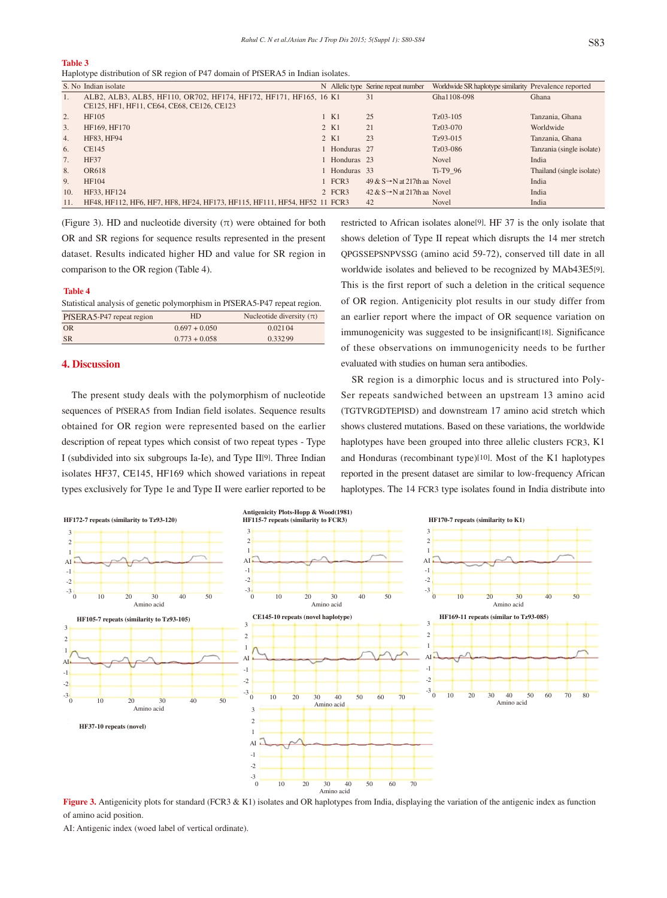**Table 3**
Haplotype distribution of SR region of P47 domain of PfSERA5 in Indian isolates.

| S. No | Indian isolate | N | Allelic type | Serine repeat number | Worldwide SR haplotype similarity | Prevalence reported |
|---|---|---|---|---|---|---|
| 1. | ALB2, ALB3, ALB5, HF110, OR702, HF174, HF172, HF171, HF165, CE125, HF1, HF11, CE64, CE68, CE126, CE123 | 16 | K1 | 31 | Gha1108-098 | Ghana |
| 2. | HF105 | 1 | K1 | 25 | Tz03-105 | Tanzania, Ghana |
| 3. | HF169, HF170 | 2 | K1 | 21 | Tz03-070 | Worldwide |
| 4. | HF83, HF94 | 2 | K1 | 23 | Tz93-015 | Tanzania, Ghana |
| 6. | CE145 | 1 | Honduras | 27 | Tz03-086 | Tanzania (single isolate) |
| 7. | HF37 | 1 | Honduras | 23 | Novel | India |
| 8. | OR618 | 1 | Honduras | 33 | Ti-T9_96 | Thailand (single isolate) |
| 9. | HF104 | 1 | FCR3 | 49 & S→N at 217th aa | Novel | India |
| 10. | HF33, HF124 | 2 | FCR3 | 42 & S→N at 217th aa | Novel | India |
| 11. | HF48, HF112, HF6, HF7, HF8, HF24, HF173, HF115, HF111, HF54, HF52 | 11 | FCR3 | 42 | Novel | India |

(Figure 3). HD and nucleotide diversity (π) were obtained for both OR and SR regions for sequence results represented in the present dataset. Results indicated higher HD and value for SR region in comparison to the OR region (Table 4).

**Table 4**
Statistical analysis of genetic polymorphism in PfSERA5-P47 repeat region.

| PfSERA5-P47 repeat region | HD | Nucleotide diversity (π) |
|---|---|---|
| OR | 0.697 + 0.050 | 0.02104 |
| SR | 0.773 + 0.058 | 0.33299 |

## 4. Discussion

The present study deals with the polymorphism of nucleotide sequences of PfSERA5 from Indian field isolates. Sequence results obtained for OR region were represented based on the earlier description of repeat types which consist of two repeat types - Type I (subdivided into six subgroups Ia-Ie), and Type II[9]. Three Indian isolates HF37, CE145, HF169 which showed variations in repeat types exclusively for Type 1e and Type II were earlier reported to be restricted to African isolates alone[9]. HF 37 is the only isolate that shows deletion of Type II repeat which disrupts the 14 mer stretch QPGSSEPSNPVSSG (amino acid 59-72), conserved till date in all worldwide isolates and believed to be recognized by MAb43E5[9]. This is the first report of such a deletion in the critical sequence of OR region. Antigenicity plot results in our study differ from an earlier report where the impact of OR sequence variation on immunogenicity was suggested to be insignificant[18]. Significance of these observations on immunogenicity needs to be further evaluated with studies on human sera antibodies.

SR region is a dimorphic locus and is structured into Poly-Ser repeats sandwiched between an upstream 13 amino acid (TGTVRGDTEPISD) and downstream 17 amino acid stretch which shows clustered mutations. Based on these variations, the worldwide haplotypes have been grouped into three allelic clusters FCR3, K1 and Honduras (recombinant type)[10]. Most of the K1 haplotypes reported in the present dataset are similar to low-frequency African haplotypes. The 14 FCR3 type isolates found in India distribute into

**Figure 3.** Antigenicity plots for standard (FCR3 & K1) isolates and OR haplotypes from India, displaying the variation of the antigenic index as function of amino acid position.

AI: Antigenic index (woed label of vertical ordinate).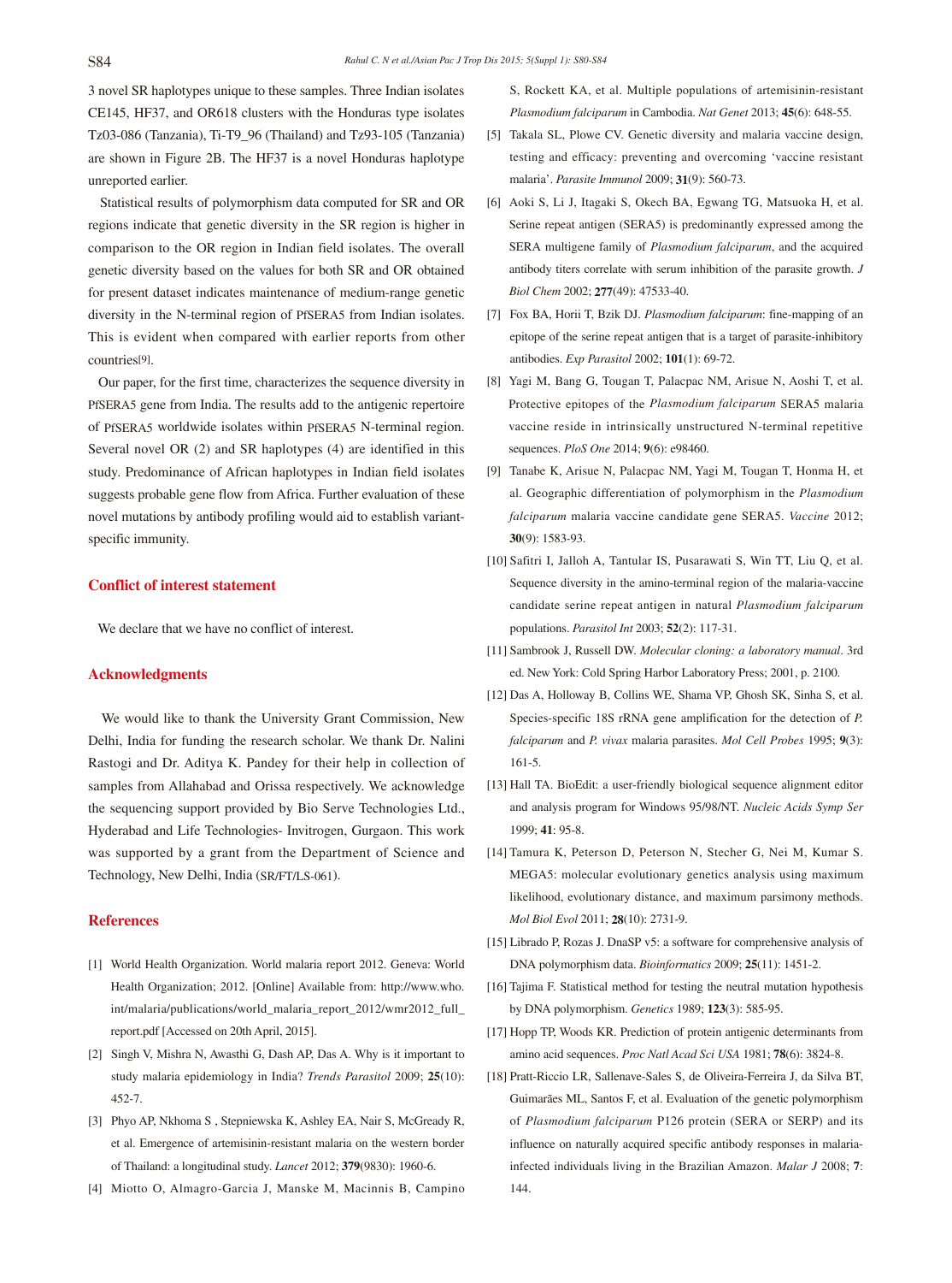3 novel SR haplotypes unique to these samples. Three Indian isolates CE145, HF37, and OR618 clusters with the Honduras type isolates Tz03-086 (Tanzania), Ti-T9_96 (Thailand) and Tz93-105 (Tanzania) are shown in Figure 2B. The HF37 is a novel Honduras haplotype unreported earlier.

Statistical results of polymorphism data computed for SR and OR regions indicate that genetic diversity in the SR region is higher in comparison to the OR region in Indian field isolates. The overall genetic diversity based on the values for both SR and OR obtained for present dataset indicates maintenance of medium-range genetic diversity in the N-terminal region of PfSERA5 from Indian isolates. This is evident when compared with earlier reports from other countries[9].

Our paper, for the first time, characterizes the sequence diversity in PfSERA5 gene from India. The results add to the antigenic repertoire of PfSERA5 worldwide isolates within PfSERA5 N-terminal region. Several novel OR (2) and SR haplotypes (4) are identified in this study. Predominance of African haplotypes in Indian field isolates suggests probable gene flow from Africa. Further evaluation of these novel mutations by antibody profiling would aid to establish variant-specific immunity.

## Conflict of interest statement

We declare that we have no conflict of interest.

## Acknowledgments

We would like to thank the University Grant Commission, New Delhi, India for funding the research scholar. We thank Dr. Nalini Rastogi and Dr. Aditya K. Pandey for their help in collection of samples from Allahabad and Orissa respectively. We acknowledge the sequencing support provided by Bio Serve Technologies Ltd., Hyderabad and Life Technologies- Invitrogen, Gurgaon. This work was supported by a grant from the Department of Science and Technology, New Delhi, India (SR/FT/LS-061).

## References

[1] World Health Organization. World malaria report 2012. Geneva: World Health Organization; 2012. [Online] Available from: http://www.who.int/malaria/publications/world_malaria_report_2012/wmr2012_full_report.pdf [Accessed on 20th April, 2015].

[2] Singh V, Mishra N, Awasthi G, Dash AP, Das A. Why is it important to study malaria epidemiology in India? *Trends Parasitol* 2009; **25**(10): 452-7.

[3] Phyo AP, Nkhoma S , Stepniewska K, Ashley EA, Nair S, McGready R, et al. Emergence of artemisinin-resistant malaria on the western border of Thailand: a longitudinal study. *Lancet* 2012; **379**(9830): 1960-6.

[4] Miotto O, Almagro-Garcia J, Manske M, Macinnis B, Campino S, Rockett KA, et al. Multiple populations of artemisinin-resistant *Plasmodium falciparum* in Cambodia. *Nat Genet* 2013; **45**(6): 648-55.

[5] Takala SL, Plowe CV. Genetic diversity and malaria vaccine design, testing and efficacy: preventing and overcoming 'vaccine resistant malaria'. *Parasite Immunol* 2009; **31**(9): 560-73.

[6] Aoki S, Li J, Itagaki S, Okech BA, Egwang TG, Matsuoka H, et al. Serine repeat antigen (SERA5) is predominantly expressed among the SERA multigene family of *Plasmodium falciparum*, and the acquired antibody titers correlate with serum inhibition of the parasite growth. *J Biol Chem* 2002; **277**(49): 47533-40.

[7] Fox BA, Horii T, Bzik DJ. *Plasmodium falciparum*: fine-mapping of an epitope of the serine repeat antigen that is a target of parasite-inhibitory antibodies. *Exp Parasitol* 2002; **101**(1): 69-72.

[8] Yagi M, Bang G, Tougan T, Palacpac NM, Arisue N, Aoshi T, et al. Protective epitopes of the *Plasmodium falciparum* SERA5 malaria vaccine reside in intrinsically unstructured N-terminal repetitive sequences. *PloS One* 2014; **9**(6): e98460.

[9] Tanabe K, Arisue N, Palacpac NM, Yagi M, Tougan T, Honma H, et al. Geographic differentiation of polymorphism in the *Plasmodium falciparum* malaria vaccine candidate gene SERA5. *Vaccine* 2012; **30**(9): 1583-93.

[10] Safitri I, Jalloh A, Tantular IS, Pusarawati S, Win TT, Liu Q, et al. Sequence diversity in the amino-terminal region of the malaria-vaccine candidate serine repeat antigen in natural *Plasmodium falciparum* populations. *Parasitol Int* 2003; **52**(2): 117-31.

[11] Sambrook J, Russell DW. *Molecular cloning: a laboratory manual*. 3rd ed. New York: Cold Spring Harbor Laboratory Press; 2001, p. 2100.

[12] Das A, Holloway B, Collins WE, Shama VP, Ghosh SK, Sinha S, et al. Species-specific 18S rRNA gene amplification for the detection of *P. falciparum* and *P. vivax* malaria parasites. *Mol Cell Probes* 1995; **9**(3): 161-5.

[13] Hall TA. BioEdit: a user-friendly biological sequence alignment editor and analysis program for Windows 95/98/NT. *Nucleic Acids Symp Ser* 1999; **41**: 95-8.

[14] Tamura K, Peterson D, Peterson N, Stecher G, Nei M, Kumar S. MEGA5: molecular evolutionary genetics analysis using maximum likelihood, evolutionary distance, and maximum parsimony methods. *Mol Biol Evol* 2011; **28**(10): 2731-9.

[15] Librado P, Rozas J. DnaSP v5: a software for comprehensive analysis of DNA polymorphism data. *Bioinformatics* 2009; **25**(11): 1451-2.

[16] Tajima F. Statistical method for testing the neutral mutation hypothesis by DNA polymorphism. *Genetics* 1989; **123**(3): 585-95.

[17] Hopp TP, Woods KR. Prediction of protein antigenic determinants from amino acid sequences. *Proc Natl Acad Sci USA* 1981; **78**(6): 3824-8.

[18] Pratt-Riccio LR, Sallenave-Sales S, de Oliveira-Ferreira J, da Silva BT, Guimarães ML, Santos F, et al. Evaluation of the genetic polymorphism of *Plasmodium falciparum* P126 protein (SERA or SERP) and its influence on naturally acquired specific antibody responses in malaria-infected individuals living in the Brazilian Amazon. *Malar J* 2008; **7**: 144.